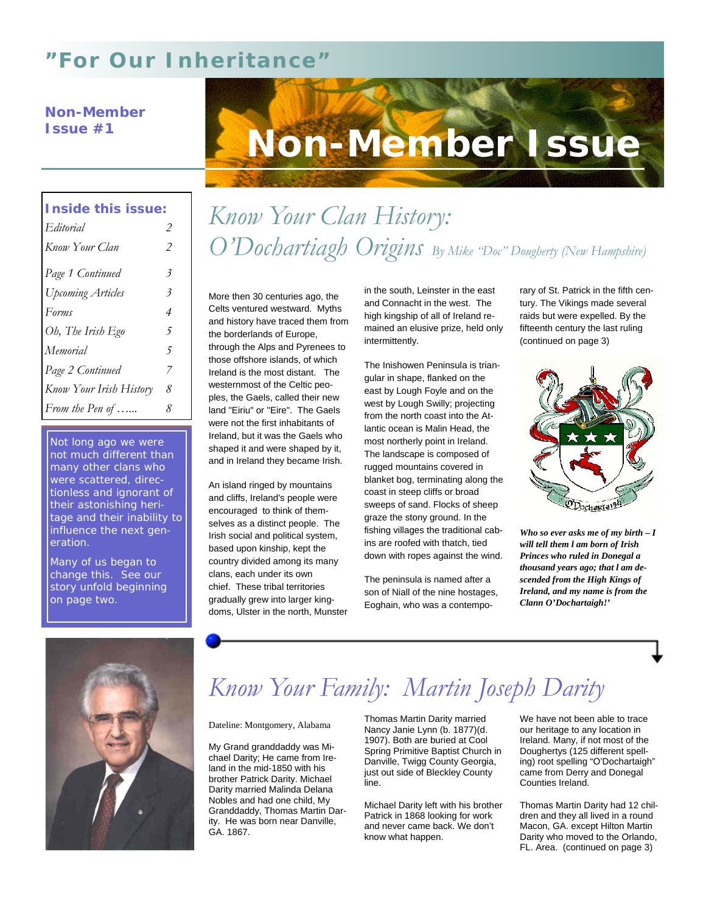# "For Our Inheritance"

**Non-Member Issue #1**

# Non-Member Issue

**Inside this issue:**

| | |
|---|---|
| *Editorial* | 2 |
| *Know Your Clan* | 2 |
| *Page 1 Continued* | 3 |
| *Upcoming Articles* | 3 |
| *Forms* | 4 |
| *Oh, The Irish Ego* | 5 |
| *Memorial* | 5 |
| *Page 2 Continued* | 7 |
| *Know Your Irish History* | 8 |
| *From the Pen of …...* | 8 |

Not long ago we were not much different than many other clans who were scattered, directionless and ignorant of their astonishing heritage and their inability to influence the next generation.

Many of us began to change this. See our story unfold beginning on page two.

## *Know Your Clan History: O'Dochartiagh Origins* *By Mike "Doc" Dougherty (New Hampshire)*

More then 30 centuries ago, the Celts ventured westward. Myths and history have traced them from the borderlands of Europe, through the Alps and Pyrenees to those offshore islands, of which Ireland is the most distant. The westernmost of the Celtic peoples, the Gaels, called their new land "Eiriu" or "Eire". The Gaels were not the first inhabitants of Ireland, but it was the Gaels who shaped it and were shaped by it, and in Ireland they became Irish.

An island ringed by mountains and cliffs, Ireland's people were encouraged to think of themselves as a distinct people. The Irish social and political system, based upon kinship, kept the country divided among its many clans, each under its own chief. These tribal territories gradually grew into larger kingdoms, Ulster in the north, Munster in the south, Leinster in the east and Connacht in the west. The high kingship of all of Ireland remained an elusive prize, held only intermittently.

The Inishowen Peninsula is triangular in shape, flanked on the east by Lough Foyle and on the west by Lough Swilly; projecting from the north coast into the Atlantic ocean is Malin Head, the most northerly point in Ireland. The landscape is composed of rugged mountains covered in blanket bog, terminating along the coast in steep cliffs or broad sweeps of sand. Flocks of sheep graze the stony ground. In the fishing villages the traditional cabins are roofed with thatch, tied down with ropes against the wind.

The peninsula is named after a son of Niall of the nine hostages, Eoghain, who was a contemporary of St. Patrick in the fifth century. The Vikings made several raids but were expelled. By the fifteenth century the last ruling (continued on page 3)

***Who so ever asks me of my birth – I will tell them I am born of Irish Princes who ruled in Donegal a thousand years ago; that I am descended from the High Kings of Ireland, and my name is from the Clann O'Dochartaigh!'***

## *Know Your Family: Martin Joseph Darity*

Dateline: Montgomery, Alabama

My Grand granddaddy was Michael Darity; He came from Ireland in the mid-1850 with his brother Patrick Darity. Michael Darity married Malinda Delana Nobles and had one child, My Granddaddy, Thomas Martin Darity. He was born near Danville, GA. 1867.

Thomas Martin Darity married Nancy Janie Lynn (b. 1877)(d. 1907). Both are buried at Cool Spring Primitive Baptist Church in Danville, Twigg County Georgia, just out side of Bleckley County line.

Michael Darity left with his brother Patrick in 1868 looking for work and never came back. We don't know what happen.

We have not been able to trace our heritage to any location in Ireland. Many, if not most of the Doughertys (125 different spelling) root spelling "O'Dochartaigh" came from Derry and Donegal Counties Ireland.

Thomas Martin Darity had 12 children and they all lived in a round Macon, GA. except Hilton Martin Darity who moved to the Orlando, FL. Area. (continued on page 3)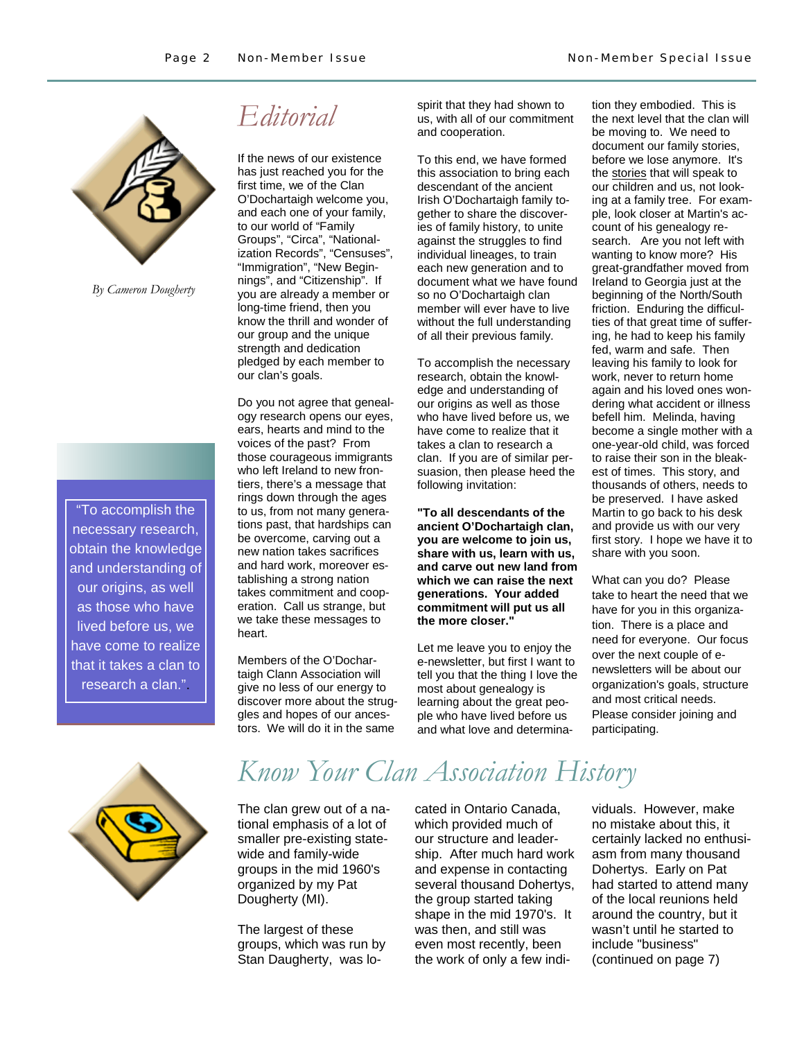# Editorial

*By Cameron Dougherty*

If the news of our existence has just reached you for the first time, we of the Clan O'Dochartaigh welcome you, and each one of your family, to our world of "Family Groups", "Circa", "Nationalization Records", "Censuses", "Immigration", "New Beginnings", and "Citizenship". If you are already a member or long-time friend, then you know the thrill and wonder of our group and the unique strength and dedication pledged by each member to our clan's goals.

Do you not agree that genealogy research opens our eyes, ears, hearts and mind to the voices of the past? From those courageous immigrants who left Ireland to new frontiers, there's a message that rings down through the ages to us, from not many generations past, that hardships can be overcome, carving out a new nation takes sacrifices and hard work, moreover establishing a strong nation takes commitment and cooperation. Call us strange, but we take these messages to heart.

Members of the O'Dochartaigh Clann Association will give no less of our energy to discover more about the struggles and hopes of our ancestors. We will do it in the same spirit that they had shown to us, with all of our commitment and cooperation.

To this end, we have formed this association to bring each descendant of the ancient Irish O'Dochartaigh family together to share the discoveries of family history, to unite against the struggles to find individual lineages, to train each new generation and to document what we have found so no O'Dochartaigh clan member will ever have to live without the full understanding of all their previous family.

To accomplish the necessary research, obtain the knowledge and understanding of our origins as well as those who have lived before us, we have come to realize that it takes a clan to research a clan. If you are of similar persuasion, then please heed the following invitation:

**"To all descendants of the ancient O'Dochartaigh clan, you are welcome to join us, share with us, learn with us, and carve out new land from which we can raise the next generations. Your added commitment will put us all the more closer."**

Let me leave you to enjoy the e-newsletter, but first I want to tell you that the thing I love the most about genealogy is learning about the great people who have lived before us and what love and determination they embodied. This is the next level that the clan will be moving to. We need to document our family stories, before we lose anymore. It's the stories that will speak to our children and us, not looking at a family tree. For example, look closer at Martin's account of his genealogy research. Are you not left with wanting to know more? His great-grandfather moved from Ireland to Georgia just at the beginning of the North/South friction. Enduring the difficulties of that great time of suffering, he had to keep his family fed, warm and safe. Then leaving his family to look for work, never to return home again and his loved ones wondering what accident or illness befell him. Melinda, having become a single mother with a one-year-old child, was forced to raise their son in the bleakest of times. This story, and thousands of others, needs to be preserved. I have asked Martin to go back to his desk and provide us with our very first story. I hope we have it to share with you soon.

What can you do? Please take to heart the need that we have for you in this organization. There is a place and need for everyone. Our focus over the next couple of e-newsletters will be about our organization's goals, structure and most critical needs. Please consider joining and participating.

> "To accomplish the necessary research, obtain the knowledge and understanding of our origins, as well as those who have lived before us, we have come to realize that it takes a clan to research a clan.".

# Know Your Clan Association History

The clan grew out of a national emphasis of a lot of smaller pre-existing state-wide and family-wide groups in the mid 1960's organized by my Pat Dougherty (MI).

The largest of these groups, which was run by Stan Daugherty, was located in Ontario Canada, which provided much of our structure and leadership. After much hard work and expense in contacting several thousand Dohertys, the group started taking shape in the mid 1970's. It was then, and still was even most recently, been the work of only a few individuals. However, make no mistake about this, it certainly lacked no enthusiasm from many thousand Dohertys. Early on Pat had started to attend many of the local reunions held around the country, but it wasn't until he started to include "business" (continued on page 7)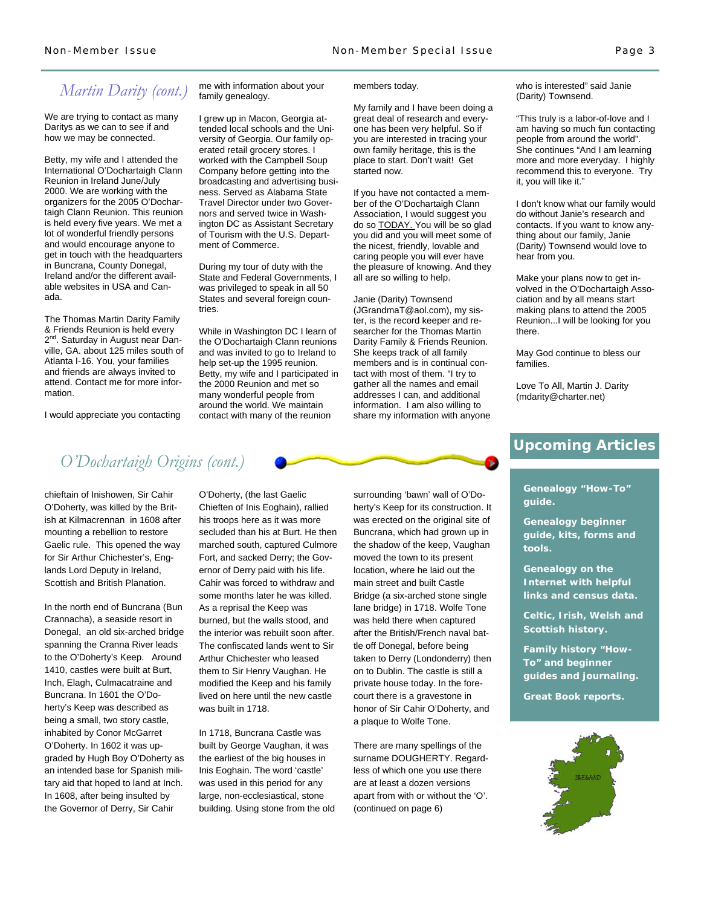## Martin Darity (cont.)

We are trying to contact as many Daritys as we can to see if and how we may be connected.

Betty, my wife and I attended the International O'Dochartaigh Clann Reunion in Ireland June/July 2000. We are working with the organizers for the 2005 O'Dochartaigh Clann Reunion. This reunion is held every five years. We met a lot of wonderful friendly persons and would encourage anyone to get in touch with the headquarters in Buncrana, County Donegal, Ireland and/or the different available websites in USA and Canada.

The Thomas Martin Darity Family & Friends Reunion is held every 2nd. Saturday in August near Danville, GA. about 125 miles south of Atlanta I-16. You, your families and friends are always invited to attend. Contact me for more information.

I would appreciate you contacting me with information about your family genealogy.

I grew up in Macon, Georgia attended local schools and the University of Georgia. Our family operated retail grocery stores. I worked with the Campbell Soup Company before getting into the broadcasting and advertising business. Served as Alabama State Travel Director under two Governors and served twice in Washington DC as Assistant Secretary of Tourism with the U.S. Department of Commerce.

During my tour of duty with the State and Federal Governments, I was privileged to speak in all 50 States and several foreign countries.

While in Washington DC I learn of the O'Dochartaigh Clann reunions and was invited to go to Ireland to help set-up the 1995 reunion. Betty, my wife and I participated in the 2000 Reunion and met so many wonderful people from around the world. We maintain contact with many of the reunion members today.

My family and I have been doing a great deal of research and everyone has been very helpful. So if you are interested in tracing your own family heritage, this is the place to start. Don't wait! Get started now.

If you have not contacted a member of the O'Dochartaigh Clann Association, I would suggest you do so TODAY. You will be so glad you did and you will meet some of the nicest, friendly, lovable and caring people you will ever have the pleasure of knowing. And they all are so willing to help.

Janie (Darity) Townsend (JGrandmaT@aol.com), my sister, is the record keeper and researcher for the Thomas Martin Darity Family & Friends Reunion. She keeps track of all family members and is in continual contact with most of them. "I try to gather all the names and email addresses I can, and additional information. I am also willing to share my information with anyone who is interested" said Janie (Darity) Townsend.

"This truly is a labor-of-love and I am having so much fun contacting people from around the world". She continues "And I am learning more and more everyday. I highly recommend this to everyone. Try it, you will like it."

I don't know what our family would do without Janie's research and contacts. If you want to know anything about our family, Janie (Darity) Townsend would love to hear from you.

Make your plans now to get involved in the O'Dochartaigh Association and by all means start making plans to attend the 2005 Reunion...I will be looking for you there.

May God continue to bless our families.

Love To All, Martin J. Darity
(mdarity@charter.net)

## O'Dochartaigh Origins (cont.)

chieftain of Inishowen, Sir Cahir O'Doherty, was killed by the British at Kilmacrennan in 1608 after mounting a rebellion to restore Gaelic rule. This opened the way for Sir Arthur Chichester's, Englands Lord Deputy in Ireland, Scottish and British Planation.

In the north end of Buncrana (Bun Crannacha), a seaside resort in Donegal, an old six-arched bridge spanning the Cranna River leads to the O'Doherty's Keep. Around 1410, castles were built at Burt, Inch, Elagh, Culmacatraine and Buncrana. In 1601 the O'Doherty's Keep was described as being a small, two story castle, inhabited by Conor McGarret O'Doherty. In 1602 it was upgraded by Hugh Boy O'Doherty as an intended base for Spanish military aid that hoped to land at Inch. In 1608, after being insulted by the Governor of Derry, Sir Cahir O'Doherty, (the last Gaelic Chieften of Inis Eoghain), rallied his troops here as it was more secluded than his at Burt. He then marched south, captured Culmore Fort, and sacked Derry; the Governor of Derry paid with his life. Cahir was forced to withdraw and some months later he was killed. As a reprisal the Keep was burned, but the walls stood, and the interior was rebuilt soon after. The confiscated lands went to Sir Arthur Chichester who leased them to Sir Henry Vaughan. He modified the Keep and his family lived on here until the new castle was built in 1718.

In 1718, Buncrana Castle was built by George Vaughan, it was the earliest of the big houses in Inis Eoghain. The word 'castle' was used in this period for any large, non-ecclesiastical, stone building. Using stone from the old surrounding 'bawn' wall of O'Doherty's Keep for its construction. It was erected on the original site of Buncrana, which had grown up in the shadow of the keep, Vaughan moved the town to its present location, where he laid out the main street and built Castle Bridge (a six-arched stone single lane bridge) in 1718. Wolfe Tone was held there when captured after the British/French naval battle off Donegal, before being taken to Derry (Londonderry) then on to Dublin. The castle is still a private house today. In the forecourt there is a gravestone in honor of Sir Cahir O'Doherty, and a plaque to Wolfe Tone.

There are many spellings of the surname DOUGHERTY. Regardless of which one you use there are at least a dozen versions apart from with or without the 'O'. (continued on page 6)

## Upcoming Articles

**Genealogy "How-To" guide.**

**Genealogy beginner guide, kits, forms and tools.**

**Genealogy on the Internet with helpful links and census data.**

**Celtic, Irish, Welsh and Scottish history.**

**Family history "How-To" and beginner guides and journaling.**

**Great Book reports.**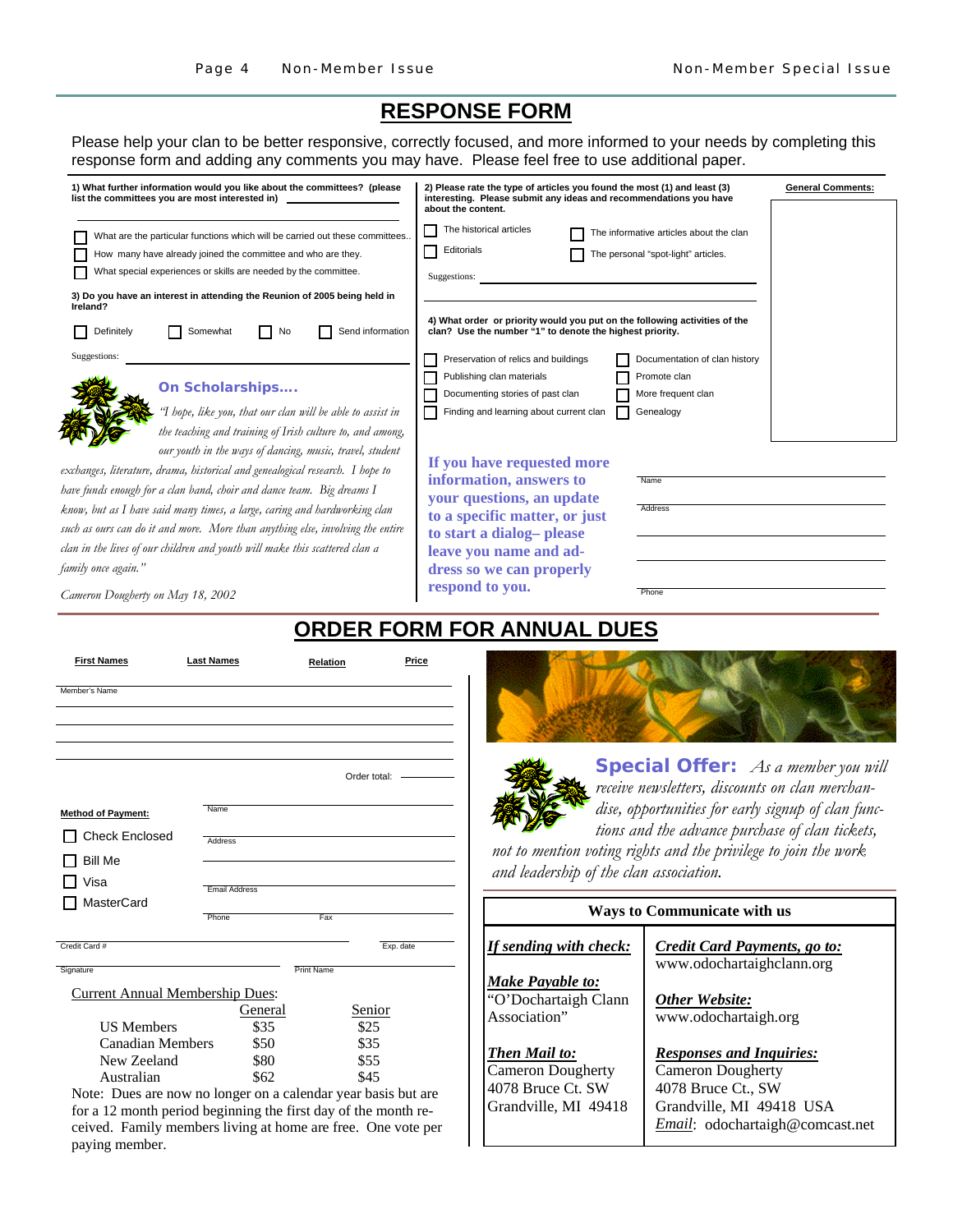# RESPONSE FORM

Please help your clan to be better responsive, correctly focused, and more informed to your needs by completing this response form and adding any comments you may have. Please feel free to use additional paper.

**1) What further information would you like about the committees? (please list the committees you are most interested in)** ______

- ☐ What are the particular functions which will be carried out these committees..
- ☐ How many have already joined the committee and who are they.
- ☐ What special experiences or skills are needed by the committee.

**3) Do you have an interest in attending the Reunion of 2005 being held in Ireland?**

☐ Definitely ☐ Somewhat ☐ No ☐ Send information

Suggestions: ______

**2) Please rate the type of articles you found the most (1) and least (3) interesting. Please submit any ideas and recommendations you have about the content.**

- ☐ The historical articles
- ☐ The informative articles about the clan
- ☐ Editorials
- ☐ The personal "spot-light" articles.

Suggestions: ______

**4) What order or priority would you put on the following activities of the clan? Use the number "1" to denote the highest priority.**

- ☐ Preservation of relics and buildings
- ☐ Documentation of clan history
- ☐ Publishing clan materials
- ☐ Promote clan
- ☐ Documenting stories of past clan
- ☐ More frequent clan
- ☐ Finding and learning about current clan
- ☐ Genealogy

**General Comments:**

## On Scholarships....

*"I hope, like you, that our clan will be able to assist in the teaching and training of Irish culture to, and among, our youth in the ways of dancing, music, travel, student exchanges, literature, drama, historical and genealogical research. I hope to have funds enough for a clan band, choir and dance team. Big dreams I know, but as I have said many times, a large, caring and hardworking clan such as ours can do it and more. More than anything else, involving the entire clan in the lives of our children and youth will make this scattered clan a family once again."*

*Cameron Dougherty on May 18, 2002*

**If you have requested more information, answers to your questions, an update to a specific matter, or just to start a dialog– please leave you name and address so we can properly respond to you.**

Name ______

Address ______

Phone ______

# ORDER FORM FOR ANNUAL DUES

| First Names | Last Names | Relation | Price |
|---|---|---|---|
| Member's Name | | | |
| | | | |
| | | | |
| | | | |
| | | Order total: | |

**Method of Payment:**

- ☐ Check Enclosed
- ☐ Bill Me
- ☐ Visa
- ☐ MasterCard

Name ______

Address ______

Email Address ______

Phone ______ Fax ______

Credit Card # ______ Exp. date ______

Signature ______ Print Name ______

Current Annual Membership Dues:

| | General | Senior |
|---|---|---|
| US Members | $35 | $25 |
| Canadian Members | $50 | $35 |
| New Zeeland | $80 | $55 |
| Australian | $62 | $45 |

Note: Dues are now no longer on a calendar year basis but are for a 12 month period beginning the first day of the month received. Family members living at home are free. One vote per paying member.

**Special Offer:** *As a member you will receive newsletters, discounts on clan merchandise, opportunities for early signup of clan functions and the advance purchase of clan tickets, not to mention voting rights and the privilege to join the work and leadership of the clan association.*

## Ways to Communicate with us

***If sending with check:***

***Make Payable to:***
"O'Dochartaigh Clann Association"

***Then Mail to:***
Cameron Dougherty
4078 Bruce Ct. SW
Grandville, MI 49418

***Credit Card Payments, go to:***
www.odochartaighclann.org

***Other Website:***
www.odochartaigh.org

***Responses and Inquiries:***
Cameron Dougherty
4078 Bruce Ct., SW
Grandville, MI 49418 USA
*Email*: odochartaigh@comcast.net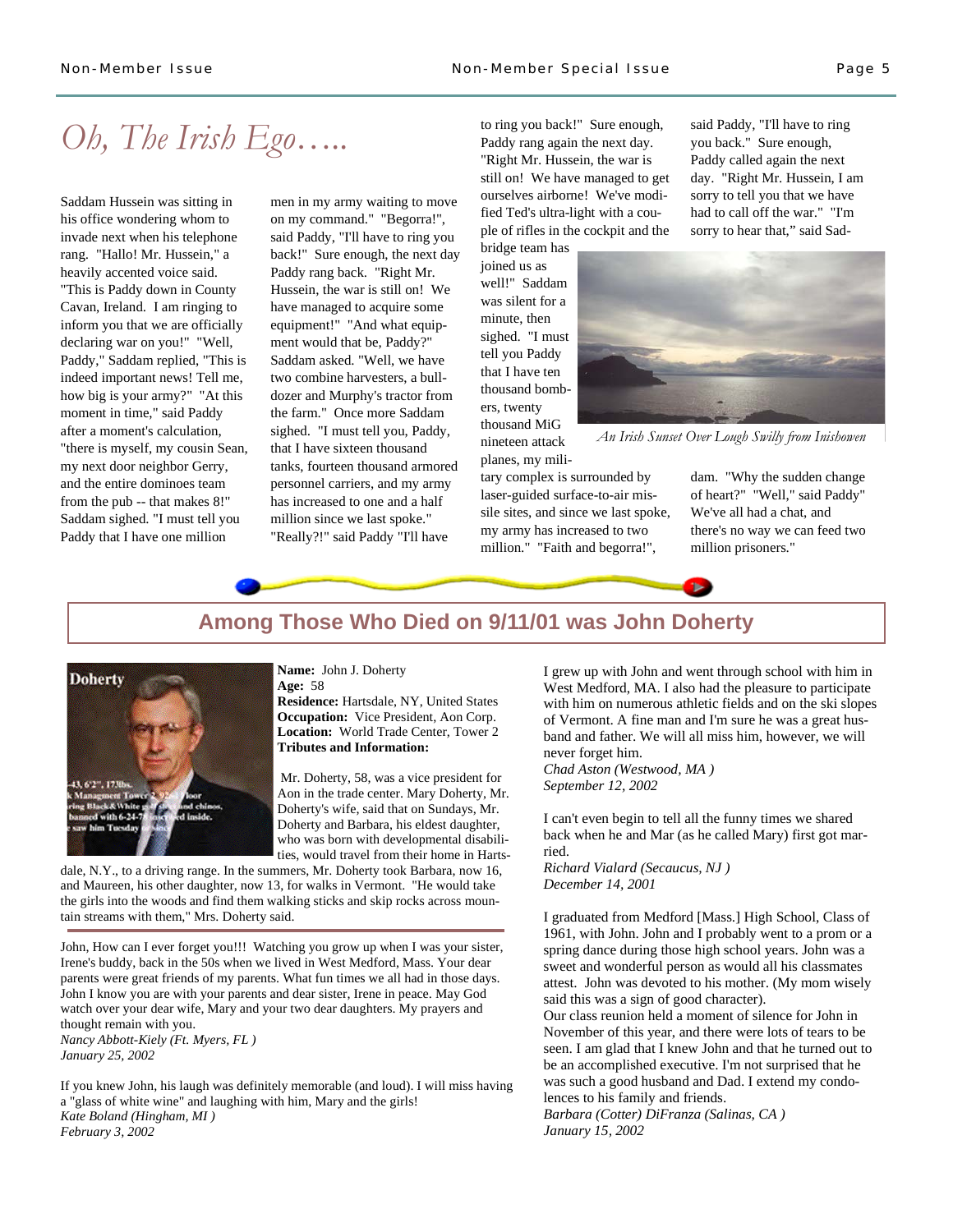# Oh, The Irish Ego…..

Saddam Hussein was sitting in his office wondering whom to invade next when his telephone rang. "Hallo! Mr. Hussein," a heavily accented voice said. "This is Paddy down in County Cavan, Ireland. I am ringing to inform you that we are officially declaring war on you!" "Well, Paddy," Saddam replied, "This is indeed important news! Tell me, how big is your army?" "At this moment in time," said Paddy after a moment's calculation, "there is myself, my cousin Sean, my next door neighbor Gerry, and the entire dominoes team from the pub -- that makes 8!" Saddam sighed. "I must tell you Paddy that I have one million men in my army waiting to move on my command." "Begorra!", said Paddy, "I'll have to ring you back!" Sure enough, the next day Paddy rang back. "Right Mr. Hussein, the war is still on! We have managed to acquire some equipment!" "And what equipment would that be, Paddy?" Saddam asked. "Well, we have two combine harvesters, a bulldozer and Murphy's tractor from the farm." Once more Saddam sighed. "I must tell you, Paddy, that I have sixteen thousand tanks, fourteen thousand armored personnel carriers, and my army has increased to one and a half million since we last spoke." "Really?!" said Paddy "I'll have to ring you back!" Sure enough, Paddy rang again the next day. "Right Mr. Hussein, the war is still on! We have managed to get ourselves airborne! We've modified Ted's ultra-light with a couple of rifles in the cockpit and the bridge team has joined us as well!" Saddam was silent for a minute, then sighed. "I must tell you Paddy that I have ten thousand bombers, twenty thousand MiG nineteen attack planes, my military complex is surrounded by laser-guided surface-to-air missile sites, and since we last spoke, my army has increased to two million." "Faith and begorra!", said Paddy, "I'll have to ring you back." Sure enough, Paddy called again the next day. "Right Mr. Hussein, I am sorry to tell you that we have had to call off the war." "I'm sorry to hear that," said Saddam. "Why the sudden change of heart?" "Well," said Paddy" We've all had a chat, and there's no way we can feed two million prisoners."

*An Irish Sunset Over Lough Swilly from Inishowen*

## Among Those Who Died on 9/11/01 was John Doherty

**Name:** John J. Doherty
**Age:** 58
**Residence:** Hartsdale, NY, United States
**Occupation:** Vice President, Aon Corp.
**Location:** World Trade Center, Tower 2
**Tributes and Information:**

Mr. Doherty, 58, was a vice president for Aon in the trade center. Mary Doherty, Mr. Doherty's wife, said that on Sundays, Mr. Doherty and Barbara, his eldest daughter, who was born with developmental disabilities, would travel from their home in Hartsdale, N.Y., to a driving range. In the summers, Mr. Doherty took Barbara, now 16, and Maureen, his other daughter, now 13, for walks in Vermont. "He would take the girls into the woods and find them walking sticks and skip rocks across mountain streams with them," Mrs. Doherty said.

John, How can I ever forget you!!! Watching you grow up when I was your sister, Irene's buddy, back in the 50s when we lived in West Medford, Mass. Your dear parents were great friends of my parents. What fun times we all had in those days. John I know you are with your parents and dear sister, Irene in peace. May God watch over your dear wife, Mary and your two dear daughters. My prayers and thought remain with you.
*Nancy Abbott-Kiely (Ft. Myers, FL )*
*January 25, 2002*

If you knew John, his laugh was definitely memorable (and loud). I will miss having a "glass of white wine" and laughing with him, Mary and the girls!
*Kate Boland (Hingham, MI )*
*February 3, 2002*

I grew up with John and went through school with him in West Medford, MA. I also had the pleasure to participate with him on numerous athletic fields and on the ski slopes of Vermont. A fine man and I'm sure he was a great husband and father. We will all miss him, however, we will never forget him.
*Chad Aston (Westwood, MA )*
*September 12, 2002*

I can't even begin to tell all the funny times we shared back when he and Mar (as he called Mary) first got married.
*Richard Vialard (Secaucus, NJ )*
*December 14, 2001*

I graduated from Medford [Mass.] High School, Class of 1961, with John. John and I probably went to a prom or a spring dance during those high school years. John was a sweet and wonderful person as would all his classmates attest. John was devoted to his mother. (My mom wisely said this was a sign of good character).
Our class reunion held a moment of silence for John in November of this year, and there were lots of tears to be seen. I am glad that I knew John and that he turned out to be an accomplished executive. I'm not surprised that he was such a good husband and Dad. I extend my condolences to his family and friends.
*Barbara (Cotter) DiFranza (Salinas, CA )*
*January 15, 2002*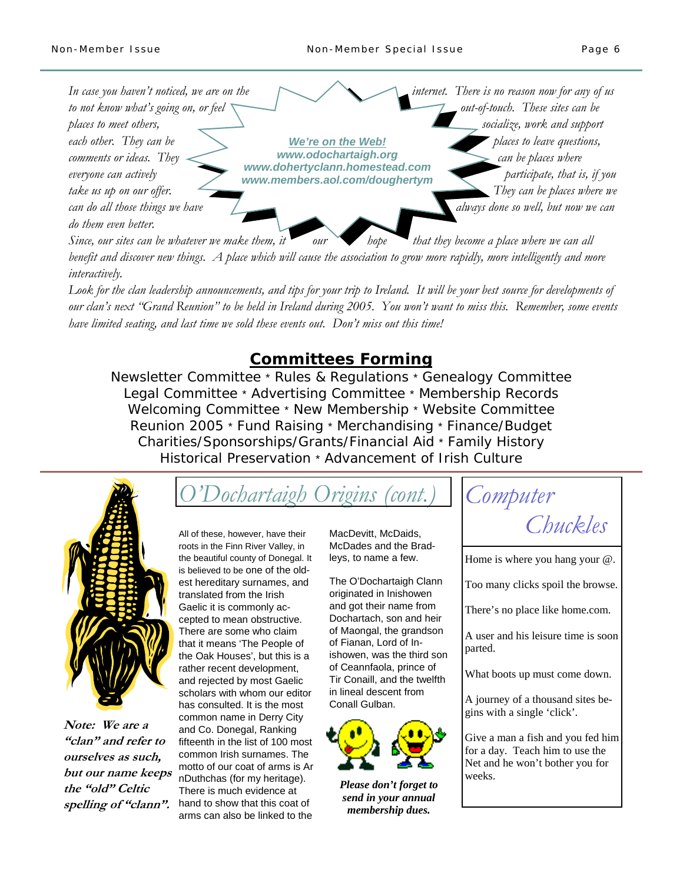*In case you haven't noticed, we are on the internet. There is no reason now for any of us to not know what's going on, or feel out-of-touch. These sites can be places to meet others, socialize, work and support each other. They can be places to leave questions, comments or ideas. They can be places where everyone can actively participate, that is, if you take us up on our offer. They can be places where we can do all those things we have always done so well, but now we can do them even better.*

**We're on the Web!**
**www.odochartaigh.org**
**www.dohertyclann.homestead.com**
**www.members.aol.com/doughertym**

*Since, our sites can be whatever we make them, it our hope that they become a place where we can all benefit and discover new things. A place which will cause the association to grow more rapidly, more intelligently and more interactively.*

*Look for the clan leadership announcements, and tips for your trip to Ireland. It will be your best source for developments of our clan's next "Grand Reunion" to be held in Ireland during 2005. You won't want to miss this. Remember, some events have limited seating, and last time we sold these events out. Don't miss out this time!*

## Committees Forming

Newsletter Committee * Rules & Regulations * Genealogy Committee
Legal Committee * Advertising Committee * Membership Records
Welcoming Committee * New Membership * Website Committee
Reunion 2005 * Fund Raising * Merchandising * Finance/Budget
Charities/Sponsorships/Grants/Financial Aid * Family History
Historical Preservation * Advancement of Irish Culture

**Note: We are a "clan" and refer to ourselves as such, but our name keeps the "old" Celtic spelling of "clann".**

## O'Dochartaigh Origins (cont.)

All of these, however, have their roots in the Finn River Valley, in the beautiful county of Donegal. It is believed to be one of the oldest hereditary surnames, and translated from the Irish Gaelic it is commonly accepted to mean obstructive. There are some who claim that it means 'The People of the Oak Houses', but this is a rather recent development, and rejected by most Gaelic scholars with whom our editor has consulted. It is the most common name in Derry City and Co. Donegal, Ranking fifteenth in the list of 100 most common Irish surnames. The motto of our coat of arms is Ar nDuthchas (for my heritage). There is much evidence at hand to show that this coat of arms can also be linked to the MacDevitt, McDaids, McDades and the Bradleys, to name a few.

The O'Dochartaigh Clann originated in Inishowen and got their name from Dochartach, son and heir of Maongal, the grandson of Fianan, Lord of Inishowen, was the third son of Ceannfaola, prince of Tir Conaill, and the twelfth in lineal descent from Conall Gulban.

***Please don't forget to send in your annual membership dues.***

## Computer Chuckles

Home is where you hang your @.

Too many clicks spoil the browse.

There's no place like home.com.

A user and his leisure time is soon parted.

What boots up must come down.

A journey of a thousand sites begins with a single 'click'.

Give a man a fish and you fed him for a day. Teach him to use the Net and he won't bother you for weeks.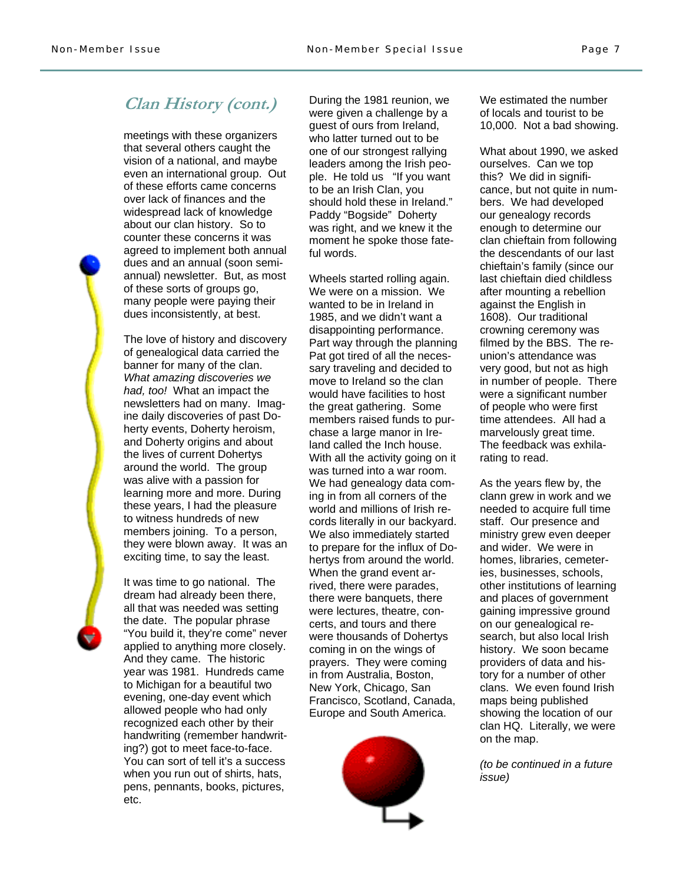## Clan History (cont.)

meetings with these organizers that several others caught the vision of a national, and maybe even an international group. Out of these efforts came concerns over lack of finances and the widespread lack of knowledge about our clan history. So to counter these concerns it was agreed to implement both annual dues and an annual (soon semi-annual) newsletter. But, as most of these sorts of groups go, many people were paying their dues inconsistently, at best.

The love of history and discovery of genealogical data carried the banner for many of the clan. *What amazing discoveries we had, too!* What an impact the newsletters had on many. Imagine daily discoveries of past Doherty events, Doherty heroism, and Doherty origins and about the lives of current Dohertys around the world. The group was alive with a passion for learning more and more. During these years, I had the pleasure to witness hundreds of new members joining. To a person, they were blown away. It was an exciting time, to say the least.

It was time to go national. The dream had already been there, all that was needed was setting the date. The popular phrase "You build it, they're come" never applied to anything more closely. And they came. The historic year was 1981. Hundreds came to Michigan for a beautiful two evening, one-day event which allowed people who had only recognized each other by their handwriting (remember handwriting?) got to meet face-to-face. You can sort of tell it's a success when you run out of shirts, hats, pens, pennants, books, pictures, etc.

During the 1981 reunion, we were given a challenge by a guest of ours from Ireland, who latter turned out to be one of our strongest rallying leaders among the Irish people. He told us "If you want to be an Irish Clan, you should hold these in Ireland." Paddy "Bogside" Doherty was right, and we knew it the moment he spoke those fateful words.

Wheels started rolling again. We were on a mission. We wanted to be in Ireland in 1985, and we didn't want a disappointing performance. Part way through the planning Pat got tired of all the necessary traveling and decided to move to Ireland so the clan would have facilities to host the great gathering. Some members raised funds to purchase a large manor in Ireland called the Inch house. With all the activity going on it was turned into a war room. We had genealogy data coming in from all corners of the world and millions of Irish records literally in our backyard. We also immediately started to prepare for the influx of Dohertys from around the world. When the grand event arrived, there were parades, there were banquets, there were lectures, theatre, concerts, and tours and there were thousands of Dohertys coming in on the wings of prayers. They were coming in from Australia, Boston, New York, Chicago, San Francisco, Scotland, Canada, Europe and South America.

We estimated the number of locals and tourist to be 10,000. Not a bad showing.

What about 1990, we asked ourselves. Can we top this? We did in significance, but not quite in numbers. We had developed our genealogy records enough to determine our clan chieftain from following the descendants of our last chieftain's family (since our last chieftain died childless after mounting a rebellion against the English in 1608). Our traditional crowning ceremony was filmed by the BBS. The reunion's attendance was very good, but not as high in number of people. There were a significant number of people who were first time attendees. All had a marvelously great time. The feedback was exhilarating to read.

As the years flew by, the clann grew in work and we needed to acquire full time staff. Our presence and ministry grew even deeper and wider. We were in homes, libraries, cemeteries, businesses, schools, other institutions of learning and places of government gaining impressive ground on our genealogical research, but also local Irish history. We soon became providers of data and history for a number of other clans. We even found Irish maps being published showing the location of our clan HQ. Literally, we were on the map.

*(to be continued in a future issue)*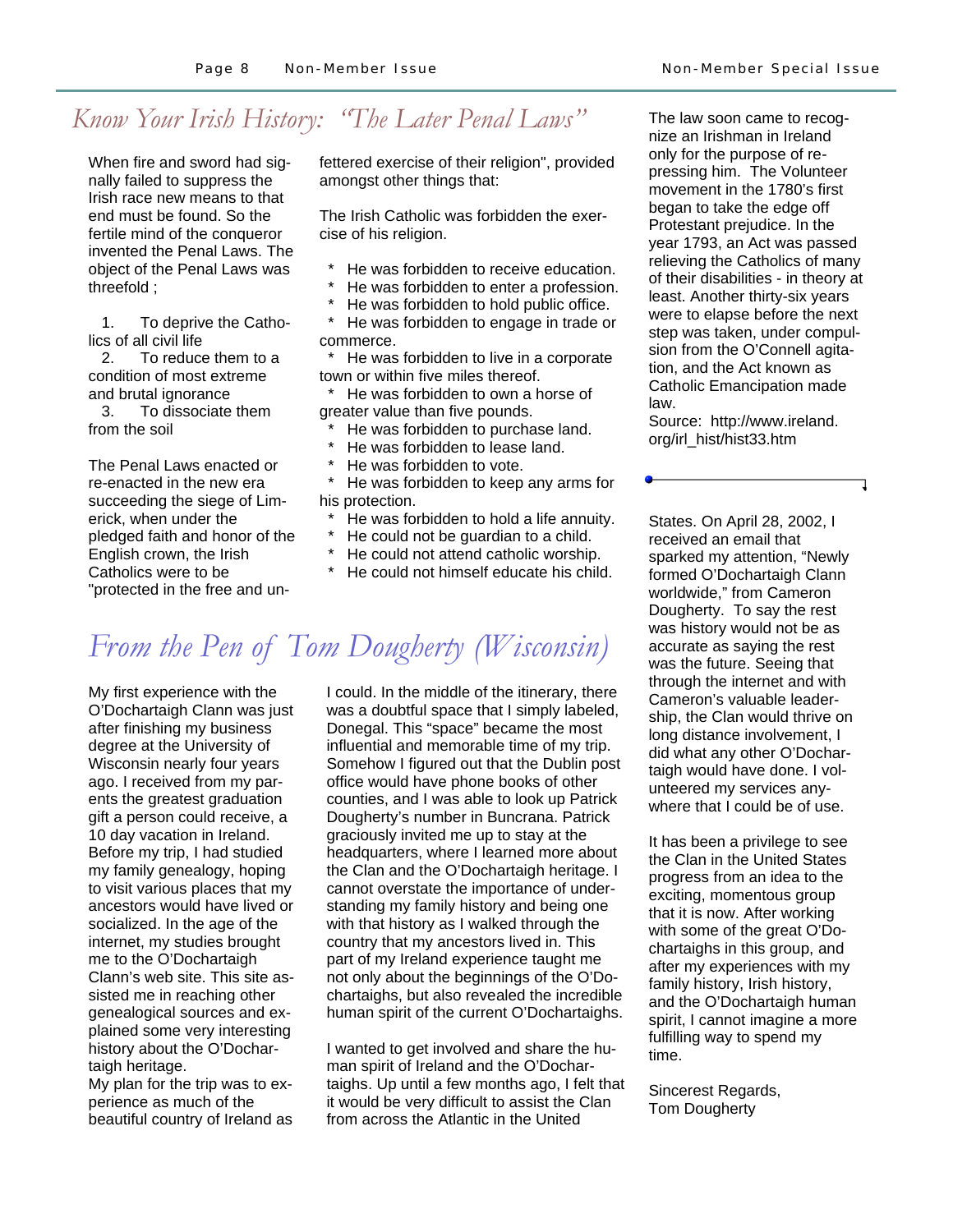## Know Your Irish History: "The Later Penal Laws"

When fire and sword had signally failed to suppress the Irish race new means to that end must be found. So the fertile mind of the conqueror invented the Penal Laws. The object of the Penal Laws was threefold ;

1. To deprive the Catholics of all civil life
2. To reduce them to a condition of most extreme and brutal ignorance
3. To dissociate them from the soil

The Penal Laws enacted or re-enacted in the new era succeeding the siege of Limerick, when under the pledged faith and honor of the English crown, the Irish Catholics were to be "protected in the free and unfettered exercise of their religion", provided amongst other things that:

The Irish Catholic was forbidden the exercise of his religion.

- He was forbidden to receive education.
- He was forbidden to enter a profession.
- He was forbidden to hold public office.
- He was forbidden to engage in trade or commerce.
- He was forbidden to live in a corporate town or within five miles thereof.
- He was forbidden to own a horse of greater value than five pounds.
- He was forbidden to purchase land.
- He was forbidden to lease land.
- He was forbidden to vote.
- He was forbidden to keep any arms for his protection.
- He was forbidden to hold a life annuity.
- He could not be guardian to a child.
- He could not attend catholic worship.
- He could not himself educate his child.

The law soon came to recognize an Irishman in Ireland only for the purpose of repressing him. The Volunteer movement in the 1780's first began to take the edge off Protestant prejudice. In the year 1793, an Act was passed relieving the Catholics of many of their disabilities - in theory at least. Another thirty-six years were to elapse before the next step was taken, under compulsion from the O'Connell agitation, and the Act known as Catholic Emancipation made law.

Source: http://www.ireland.org/irl_hist/hist33.htm

## From the Pen of Tom Dougherty (Wisconsin)

My first experience with the O'Dochartaigh Clann was just after finishing my business degree at the University of Wisconsin nearly four years ago. I received from my parents the greatest graduation gift a person could receive, a 10 day vacation in Ireland. Before my trip, I had studied my family genealogy, hoping to visit various places that my ancestors would have lived or socialized. In the age of the internet, my studies brought me to the O'Dochartaigh Clann's web site. This site assisted me in reaching other genealogical sources and explained some very interesting history about the O'Dochartaigh heritage.
My plan for the trip was to experience as much of the beautiful country of Ireland as I could. In the middle of the itinerary, there was a doubtful space that I simply labeled, Donegal. This "space" became the most influential and memorable time of my trip. Somehow I figured out that the Dublin post office would have phone books of other counties, and I was able to look up Patrick Dougherty's number in Buncrana. Patrick graciously invited me up to stay at the headquarters, where I learned more about the Clan and the O'Dochartaigh heritage. I cannot overstate the importance of understanding my family history and being one with that history as I walked through the country that my ancestors lived in. This part of my Ireland experience taught me not only about the beginnings of the O'Dochartaighs, but also revealed the incredible human spirit of the current O'Dochartaighs.

I wanted to get involved and share the human spirit of Ireland and the O'Dochartaighs. Up until a few months ago, I felt that it would be very difficult to assist the Clan from across the Atlantic in the United States. On April 28, 2002, I received an email that sparked my attention, "Newly formed O'Dochartaigh Clann worldwide," from Cameron Dougherty. To say the rest was history would not be as accurate as saying the rest was the future. Seeing that through the internet and with Cameron's valuable leadership, the Clan would thrive on long distance involvement, I did what any other O'Dochartaigh would have done. I volunteered my services anywhere that I could be of use.

It has been a privilege to see the Clan in the United States progress from an idea to the exciting, momentous group that it is now. After working with some of the great O'Dochartaighs in this group, and after my experiences with my family history, Irish history, and the O'Dochartaigh human spirit, I cannot imagine a more fulfilling way to spend my time.

Sincerest Regards,
Tom Dougherty